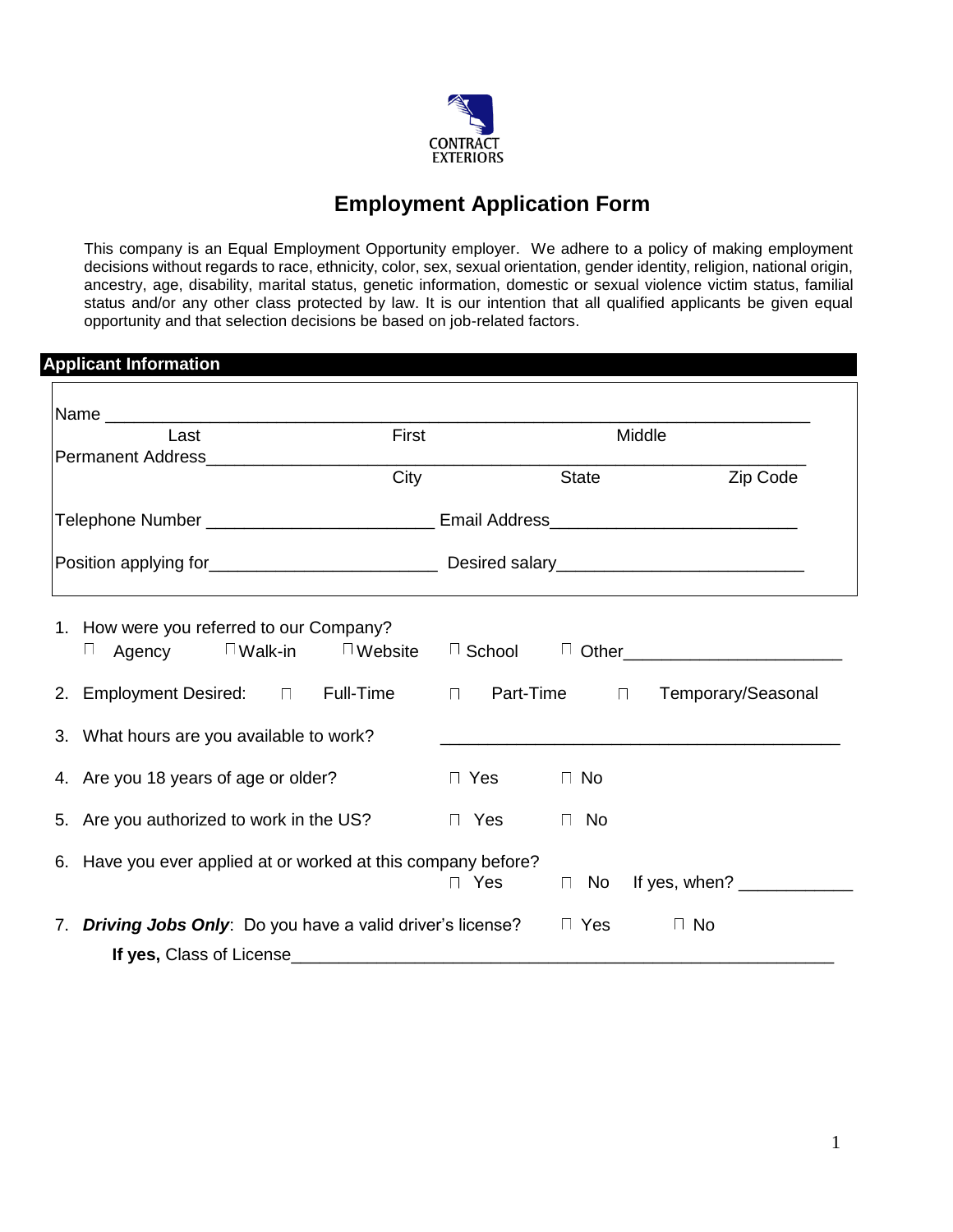CONTRACT EXTERIORS

# Employment Application Form

This company is an Equal Employment Opportunity employer. We adhere to a policy of making employment decisions without regards to race, ethnicity, color, sex, sexual orientation, gender identity, religion, national origin, ancestry, age, disability, marital status, genetic information, domestic or sexual violence victim status, familial status and/or any other class protected by law. It is our intention that all qualified applicants be given equal opportunity and that selection decisions be based on job-related factors.

## Applicant Information

Name ________________________________________________________________
Last First Middle

Permanent Address_____________________________________________________
City State Zip Code

Telephone Number ______________________ Email Address_______________________

Position applying for______________________ Desired salary______________________

1. How were you referred to our Company?
   ☐ Agency ☐ Walk-in ☐ Website ☐ School ☐ Other____________________

2. Employment Desired: ☐ Full-Time ☐ Part-Time ☐ Temporary/Seasonal

3. What hours are you available to work? ________________________________________

4. Are you 18 years of age or older? ☐ Yes ☐ No

5. Are you authorized to work in the US? ☐ Yes ☐ No

6. Have you ever applied at or worked at this company before?
   ☐ Yes ☐ No If yes, when? ___________

7. ***Driving Jobs Only***: Do you have a valid driver's license? ☐ Yes ☐ No
   **If yes,** Class of License_______________________________________________________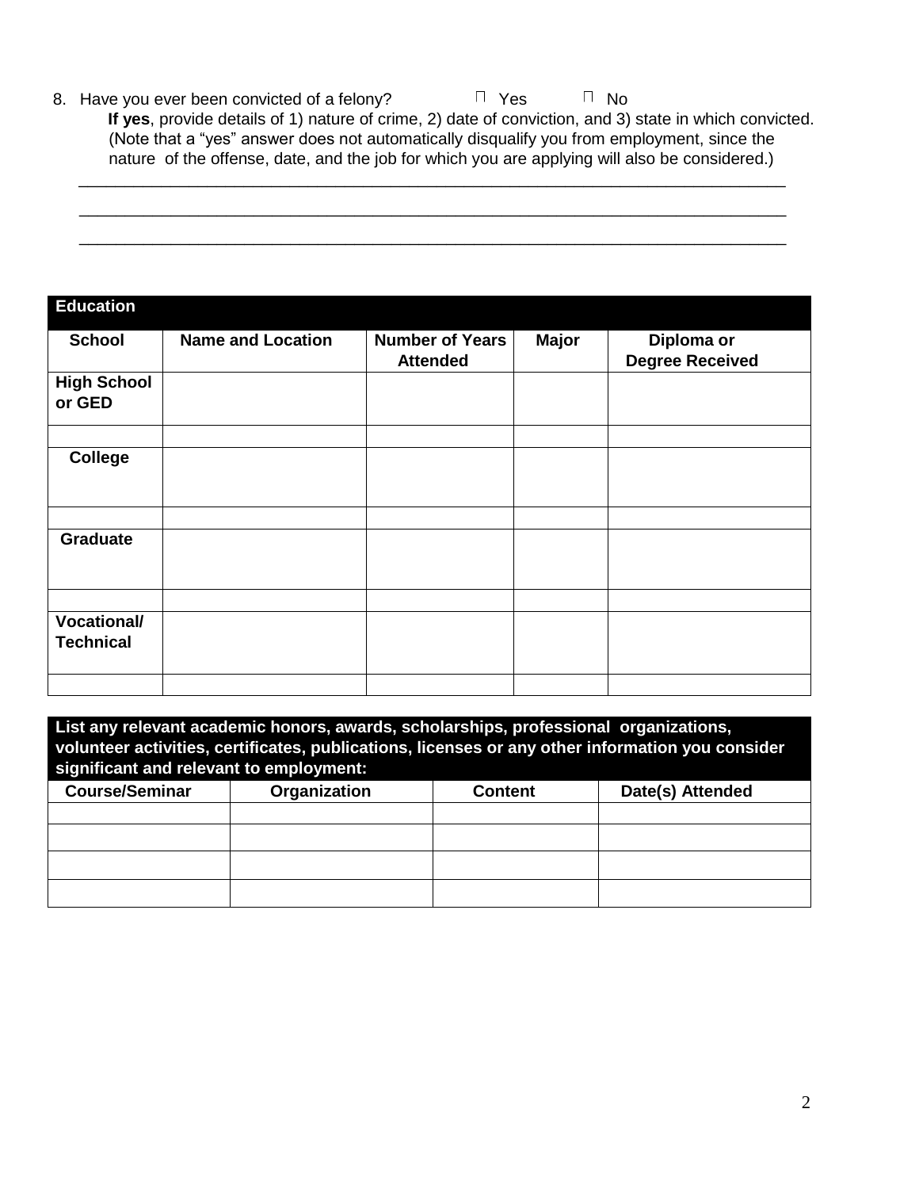8. Have you ever been convicted of a felony? ☐ Yes ☐ No
   **If yes**, provide details of 1) nature of crime, 2) date of conviction, and 3) state in which convicted. (Note that a "yes" answer does not automatically disqualify you from employment, since the nature of the offense, date, and the job for which you are applying will also be considered.)

   ______________________________________________________________________________

   ______________________________________________________________________________

   ______________________________________________________________________________

| **Education** | | | | |
|---|---|---|---|---|
| **School** | **Name and Location** | **Number of Years Attended** | **Major** | **Diploma or Degree Received** |
| **High School or GED** | | | | |
| | | | | |
| **College** | | | | |
| | | | | |
| **Graduate** | | | | |
| | | | | |
| **Vocational/ Technical** | | | | |
| | | | | |

| **List any relevant academic honors, awards, scholarships, professional organizations, volunteer activities, certificates, publications, licenses or any other information you consider significant and relevant to employment:** | | | |
|---|---|---|---|
| **Course/Seminar** | **Organization** | **Content** | **Date(s) Attended** |
| | | | |
| | | | |
| | | | |
| | | | |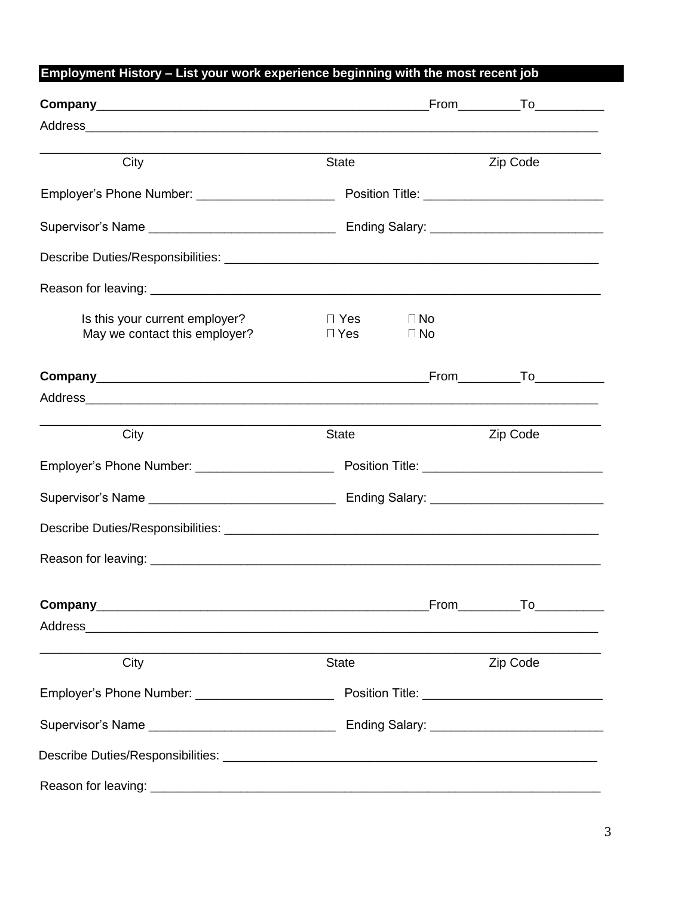## Employment History – List your work experience beginning with the most recent job

**Company**_______________________________________________From_________To__________

Address___________________________________________________________________________

__________________________________________________________________________________

City State Zip Code

Employer's Phone Number: ____________________ Position Title: __________________________

Supervisor's Name ___________________________ Ending Salary: _________________________

Describe Duties/Responsibilities: ________________________________________________________

Reason for leaving: ___________________________________________________________________

Is this your current employer? □ Yes □ No

May we contact this employer? □ Yes □ No

**Company**_______________________________________________From_________To__________

Address___________________________________________________________________________

__________________________________________________________________________________

City State Zip Code

Employer's Phone Number: ____________________ Position Title: __________________________

Supervisor's Name ___________________________ Ending Salary: _________________________

Describe Duties/Responsibilities: ________________________________________________________

Reason for leaving: ___________________________________________________________________

**Company**_______________________________________________From_________To__________

Address___________________________________________________________________________

__________________________________________________________________________________

City State Zip Code

Employer's Phone Number: ____________________ Position Title: __________________________

Supervisor's Name ___________________________ Ending Salary: _________________________

Describe Duties/Responsibilities: ________________________________________________________

Reason for leaving: ___________________________________________________________________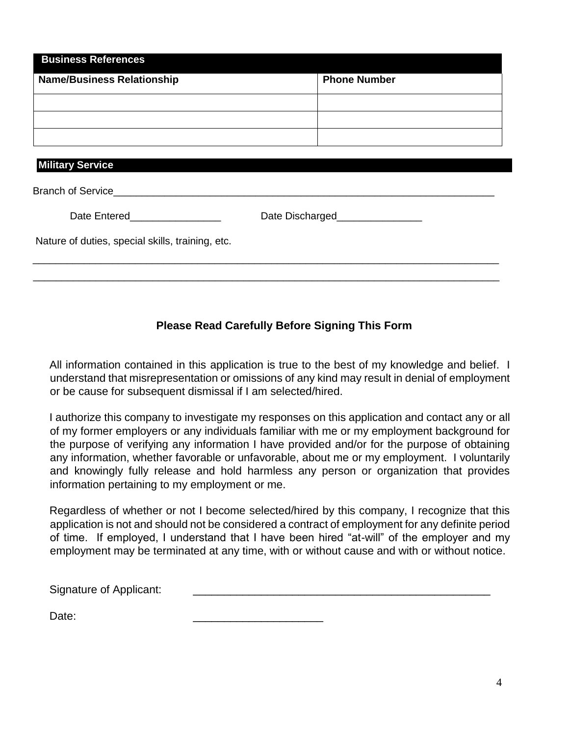## Business References

| Name/Business Relationship | Phone Number |
|---|---|
| | |
| | |
| | |

## Military Service

Branch of Service_______________________________________________________________________

Date Entered________________ Date Discharged_______________

Nature of duties, special skills, training, etc.

_____________________________________________________________________________________

_____________________________________________________________________________________

### Please Read Carefully Before Signing This Form

All information contained in this application is true to the best of my knowledge and belief. I understand that misrepresentation or omissions of any kind may result in denial of employment or be cause for subsequent dismissal if I am selected/hired.

I authorize this company to investigate my responses on this application and contact any or all of my former employers or any individuals familiar with me or my employment background for the purpose of verifying any information I have provided and/or for the purpose of obtaining any information, whether favorable or unfavorable, about me or my employment. I voluntarily and knowingly fully release and hold harmless any person or organization that provides information pertaining to my employment or me.

Regardless of whether or not I become selected/hired by this company, I recognize that this application is not and should not be considered a contract of employment for any definite period of time. If employed, I understand that I have been hired "at-will" of the employer and my employment may be terminated at any time, with or without cause and with or without notice.

Signature of Applicant: _________________________________________________

Date: _____________________